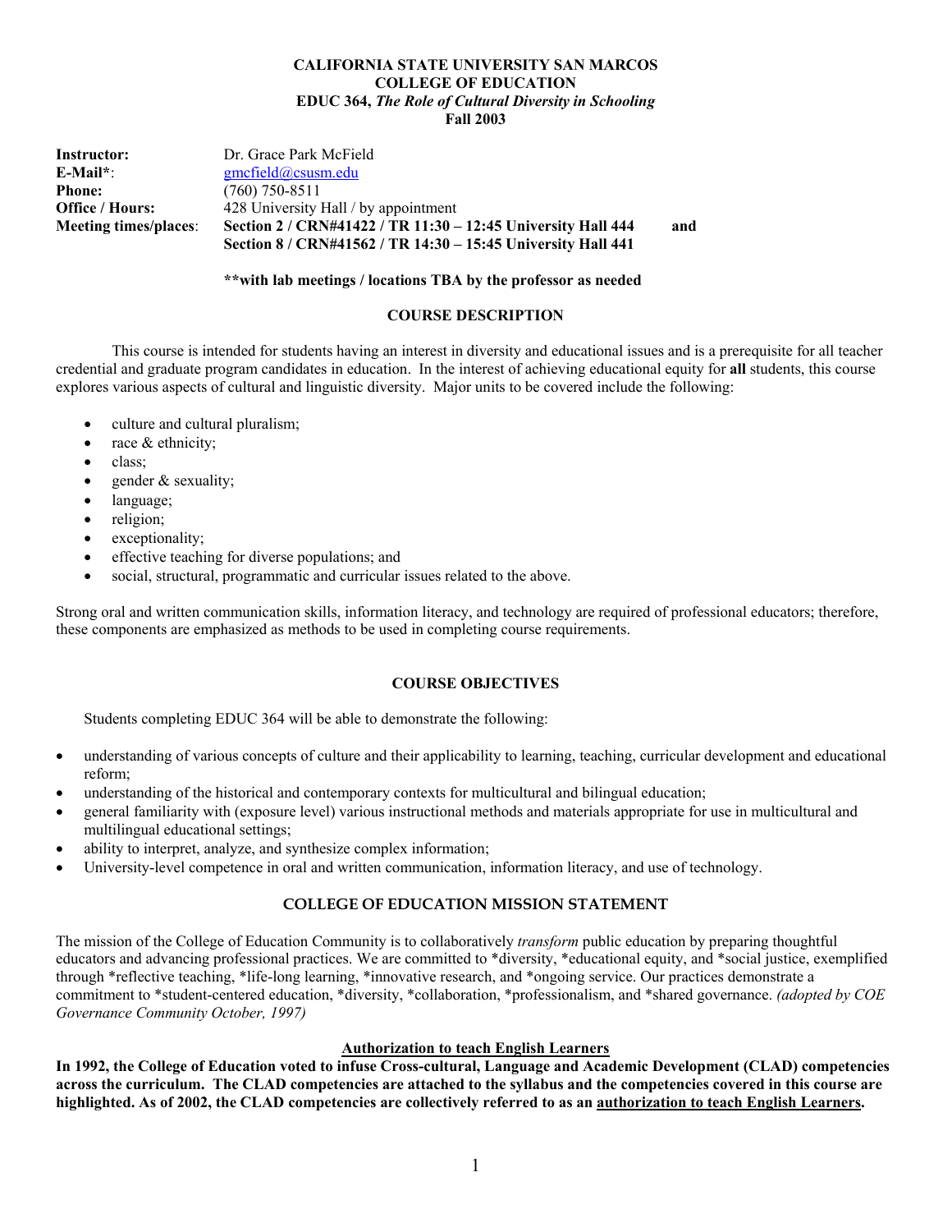**CALIFORNIA STATE UNIVERSITY SAN MARCOS**
**COLLEGE OF EDUCATION**
**EDUC 364, *The Role of Cultural Diversity in Schooling***
**Fall 2003**

**Instructor:** Dr. Grace Park McField
**E-Mail\***: gmcfield@csusm.edu
**Phone:** (760) 750-8511
**Office / Hours:** 428 University Hall / by appointment
**Meeting times/places**: **Section 2 / CRN#41422 / TR 11:30 – 12:45 University Hall 444 and**
**Section 8 / CRN#41562 / TR 14:30 – 15:45 University Hall 441**

**\*\*with lab meetings / locations TBA by the professor as needed**

## COURSE DESCRIPTION

This course is intended for students having an interest in diversity and educational issues and is a prerequisite for all teacher credential and graduate program candidates in education. In the interest of achieving educational equity for **all** students, this course explores various aspects of cultural and linguistic diversity. Major units to be covered include the following:

- culture and cultural pluralism;
- race & ethnicity;
- class;
- gender & sexuality;
- language;
- religion;
- exceptionality;
- effective teaching for diverse populations; and
- social, structural, programmatic and curricular issues related to the above.

Strong oral and written communication skills, information literacy, and technology are required of professional educators; therefore, these components are emphasized as methods to be used in completing course requirements.

## COURSE OBJECTIVES

Students completing EDUC 364 will be able to demonstrate the following:

- understanding of various concepts of culture and their applicability to learning, teaching, curricular development and educational reform;
- understanding of the historical and contemporary contexts for multicultural and bilingual education;
- general familiarity with (exposure level) various instructional methods and materials appropriate for use in multicultural and multilingual educational settings;
- ability to interpret, analyze, and synthesize complex information;
- University-level competence in oral and written communication, information literacy, and use of technology.

## COLLEGE OF EDUCATION MISSION STATEMENT

The mission of the College of Education Community is to collaboratively *transform* public education by preparing thoughtful educators and advancing professional practices. We are committed to \*diversity, \*educational equity, and \*social justice, exemplified through \*reflective teaching, \*life-long learning, \*innovative research, and \*ongoing service. Our practices demonstrate a commitment to \*student-centered education, \*diversity, \*collaboration, \*professionalism, and \*shared governance. *(adopted by COE Governance Community October, 1997)*

### Authorization to teach English Learners

**In 1992, the College of Education voted to infuse Cross-cultural, Language and Academic Development (CLAD) competencies across the curriculum. The CLAD competencies are attached to the syllabus and the competencies covered in this course are highlighted. As of 2002, the CLAD competencies are collectively referred to as an authorization to teach English Learners.**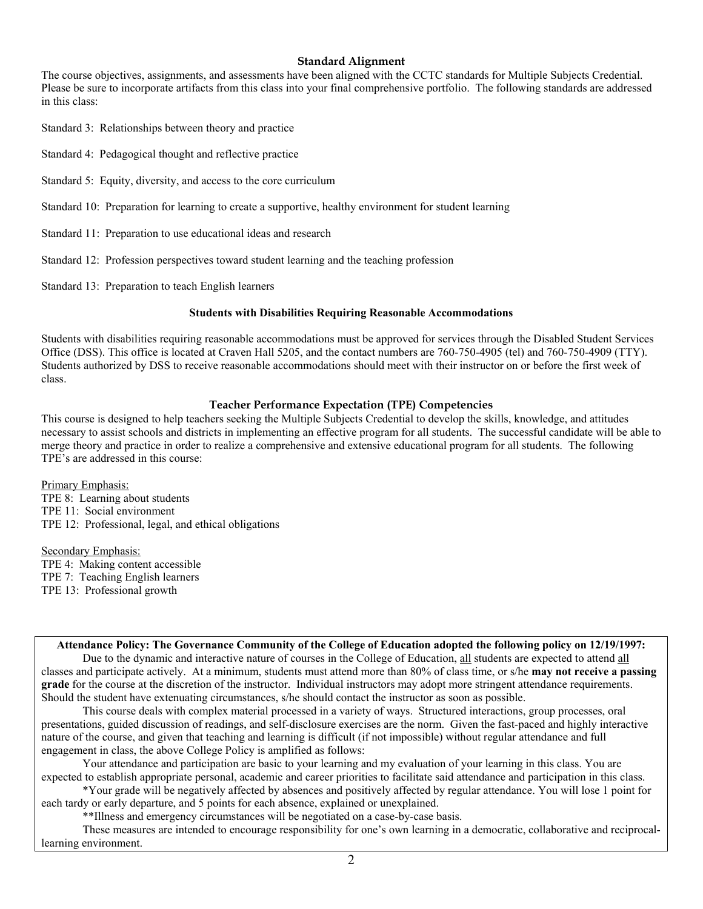### Standard Alignment

The course objectives, assignments, and assessments have been aligned with the CCTC standards for Multiple Subjects Credential. Please be sure to incorporate artifacts from this class into your final comprehensive portfolio. The following standards are addressed in this class:

Standard 3: Relationships between theory and practice

Standard 4: Pedagogical thought and reflective practice

Standard 5: Equity, diversity, and access to the core curriculum

Standard 10: Preparation for learning to create a supportive, healthy environment for student learning

Standard 11: Preparation to use educational ideas and research

Standard 12: Profession perspectives toward student learning and the teaching profession

Standard 13: Preparation to teach English learners

### Students with Disabilities Requiring Reasonable Accommodations

Students with disabilities requiring reasonable accommodations must be approved for services through the Disabled Student Services Office (DSS). This office is located at Craven Hall 5205, and the contact numbers are 760-750-4905 (tel) and 760-750-4909 (TTY). Students authorized by DSS to receive reasonable accommodations should meet with their instructor on or before the first week of class.

### Teacher Performance Expectation (TPE) Competencies

This course is designed to help teachers seeking the Multiple Subjects Credential to develop the skills, knowledge, and attitudes necessary to assist schools and districts in implementing an effective program for all students. The successful candidate will be able to merge theory and practice in order to realize a comprehensive and extensive educational program for all students. The following TPE's are addressed in this course:

<u>Primary Emphasis:</u>
TPE 8: Learning about students
TPE 11: Social environment
TPE 12: Professional, legal, and ethical obligations

<u>Secondary Emphasis:</u>
TPE 4: Making content accessible
TPE 7: Teaching English learners
TPE 13: Professional growth

**Attendance Policy: The Governance Community of the College of Education adopted the following policy on 12/19/1997:**

Due to the dynamic and interactive nature of courses in the College of Education, <u>all</u> students are expected to attend <u>all</u> classes and participate actively. At a minimum, students must attend more than 80% of class time, or s/he **may not receive a passing grade** for the course at the discretion of the instructor. Individual instructors may adopt more stringent attendance requirements. Should the student have extenuating circumstances, s/he should contact the instructor as soon as possible.

This course deals with complex material processed in a variety of ways. Structured interactions, group processes, oral presentations, guided discussion of readings, and self-disclosure exercises are the norm. Given the fast-paced and highly interactive nature of the course, and given that teaching and learning is difficult (if not impossible) without regular attendance and full engagement in class, the above College Policy is amplified as follows:

Your attendance and participation are basic to your learning and my evaluation of your learning in this class. You are expected to establish appropriate personal, academic and career priorities to facilitate said attendance and participation in this class.

*Your grade will be negatively affected by absences and positively affected by regular attendance. You will lose 1 point for each tardy or early departure, and 5 points for each absence, explained or unexplained.

**Illness and emergency circumstances will be negotiated on a case-by-case basis.

These measures are intended to encourage responsibility for one's own learning in a democratic, collaborative and reciprocal-learning environment.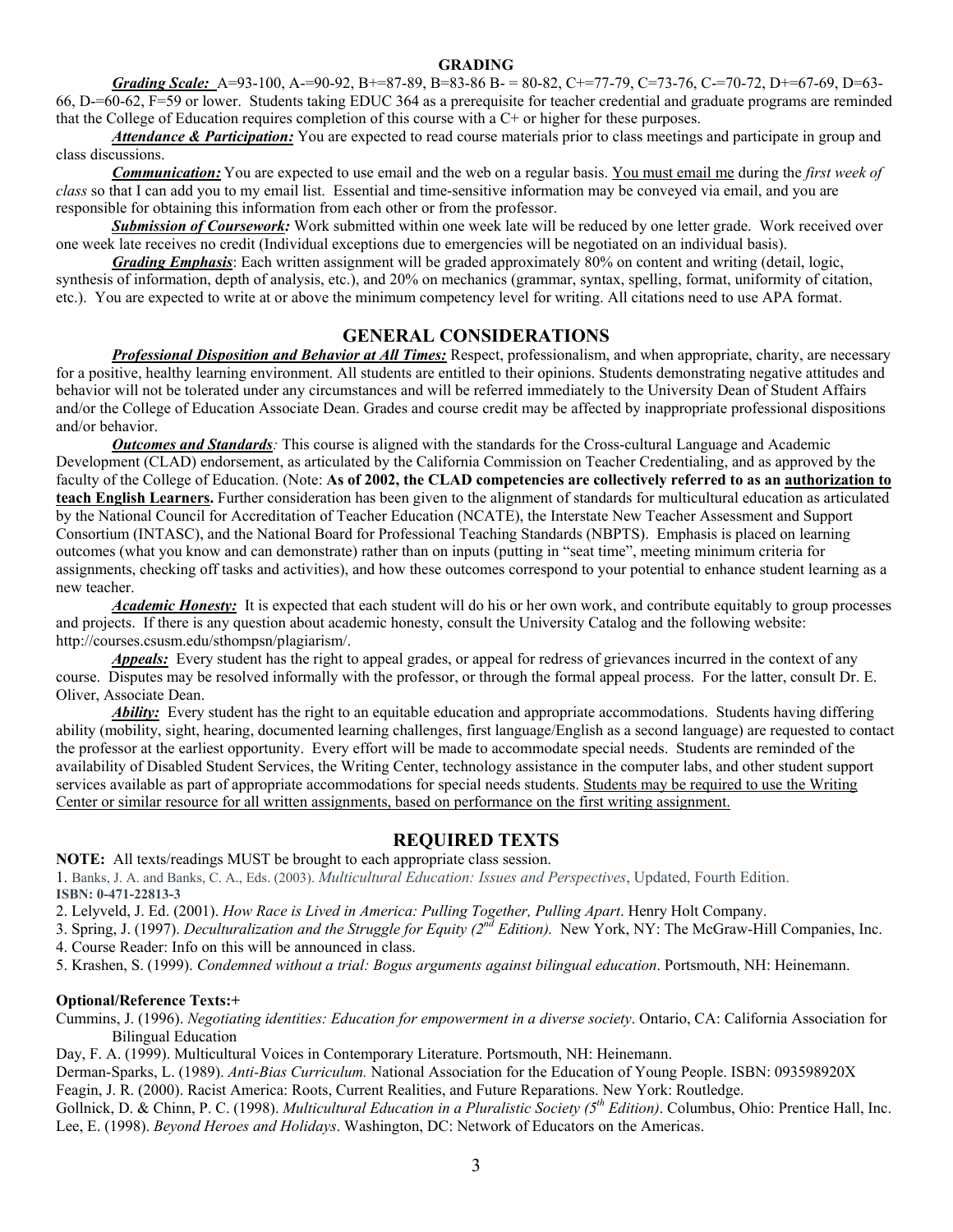## GRADING

***Grading Scale:*** A=93-100, A-=90-92, B+=87-89, B=83-86 B- = 80-82, C+=77-79, C=73-76, C-=70-72, D+=67-69, D=63-66, D-=60-62, F=59 or lower. Students taking EDUC 364 as a prerequisite for teacher credential and graduate programs are reminded that the College of Education requires completion of this course with a C+ or higher for these purposes.

***Attendance & Participation:*** You are expected to read course materials prior to class meetings and participate in group and class discussions.

***Communication:*** You are expected to use email and the web on a regular basis. <u>You must email me</u> during the *first week of class* so that I can add you to my email list. Essential and time-sensitive information may be conveyed via email, and you are responsible for obtaining this information from each other or from the professor.

***Submission of Coursework:*** Work submitted within one week late will be reduced by one letter grade. Work received over one week late receives no credit (Individual exceptions due to emergencies will be negotiated on an individual basis).

***Grading Emphasis***: Each written assignment will be graded approximately 80% on content and writing (detail, logic, synthesis of information, depth of analysis, etc.), and 20% on mechanics (grammar, syntax, spelling, format, uniformity of citation, etc.). You are expected to write at or above the minimum competency level for writing. All citations need to use APA format.

## GENERAL CONSIDERATIONS

***Professional Disposition and Behavior at All Times:*** Respect, professionalism, and when appropriate, charity, are necessary for a positive, healthy learning environment. All students are entitled to their opinions. Students demonstrating negative attitudes and behavior will not be tolerated under any circumstances and will be referred immediately to the University Dean of Student Affairs and/or the College of Education Associate Dean. Grades and course credit may be affected by inappropriate professional dispositions and/or behavior.

***Outcomes and Standards****:* This course is aligned with the standards for the Cross-cultural Language and Academic Development (CLAD) endorsement, as articulated by the California Commission on Teacher Credentialing, and as approved by the faculty of the College of Education. (Note: **As of 2002, the CLAD competencies are collectively referred to as an <u>authorization to teach English Learners</u>.** Further consideration has been given to the alignment of standards for multicultural education as articulated by the National Council for Accreditation of Teacher Education (NCATE), the Interstate New Teacher Assessment and Support Consortium (INTASC), and the National Board for Professional Teaching Standards (NBPTS). Emphasis is placed on learning outcomes (what you know and can demonstrate) rather than on inputs (putting in "seat time", meeting minimum criteria for assignments, checking off tasks and activities), and how these outcomes correspond to your potential to enhance student learning as a new teacher.

***Academic Honesty:*** It is expected that each student will do his or her own work, and contribute equitably to group processes and projects. If there is any question about academic honesty, consult the University Catalog and the following website: http://courses.csusm.edu/sthompsn/plagiarism/.

***Appeals:*** Every student has the right to appeal grades, or appeal for redress of grievances incurred in the context of any course. Disputes may be resolved informally with the professor, or through the formal appeal process. For the latter, consult Dr. E. Oliver, Associate Dean.

***Ability:*** Every student has the right to an equitable education and appropriate accommodations. Students having differing ability (mobility, sight, hearing, documented learning challenges, first language/English as a second language) are requested to contact the professor at the earliest opportunity. Every effort will be made to accommodate special needs. Students are reminded of the availability of Disabled Student Services, the Writing Center, technology assistance in the computer labs, and other student support services available as part of appropriate accommodations for special needs students. <u>Students may be required to use the Writing Center or similar resource for all written assignments, based on performance on the first writing assignment.</u>

## REQUIRED TEXTS

**NOTE:** All texts/readings MUST be brought to each appropriate class session.

1. Banks, J. A. and Banks, C. A., Eds. (2003). *Multicultural Education: Issues and Perspectives*, Updated, Fourth Edition. **ISBN: 0-471-22813-3**
2. Lelyveld, J. Ed. (2001). *How Race is Lived in America: Pulling Together, Pulling Apart*. Henry Holt Company.
3. Spring, J. (1997). *Deculturalization and the Struggle for Equity (2nd Edition).* New York, NY: The McGraw-Hill Companies, Inc.
4. Course Reader: Info on this will be announced in class.
5. Krashen, S. (1999). *Condemned without a trial: Bogus arguments against bilingual education*. Portsmouth, NH: Heinemann.

**Optional/Reference Texts:+**

Cummins, J. (1996). *Negotiating identities: Education for empowerment in a diverse society*. Ontario, CA: California Association for Bilingual Education

Day, F. A. (1999). Multicultural Voices in Contemporary Literature. Portsmouth, NH: Heinemann.

Derman-Sparks, L. (1989). *Anti-Bias Curriculum.* National Association for the Education of Young People. ISBN: 093598920X

Feagin, J. R. (2000). Racist America: Roots, Current Realities, and Future Reparations. New York: Routledge.

Gollnick, D. & Chinn, P. C. (1998). *Multicultural Education in a Pluralistic Society (5th Edition)*. Columbus, Ohio: Prentice Hall, Inc.

Lee, E. (1998). *Beyond Heroes and Holidays*. Washington, DC: Network of Educators on the Americas.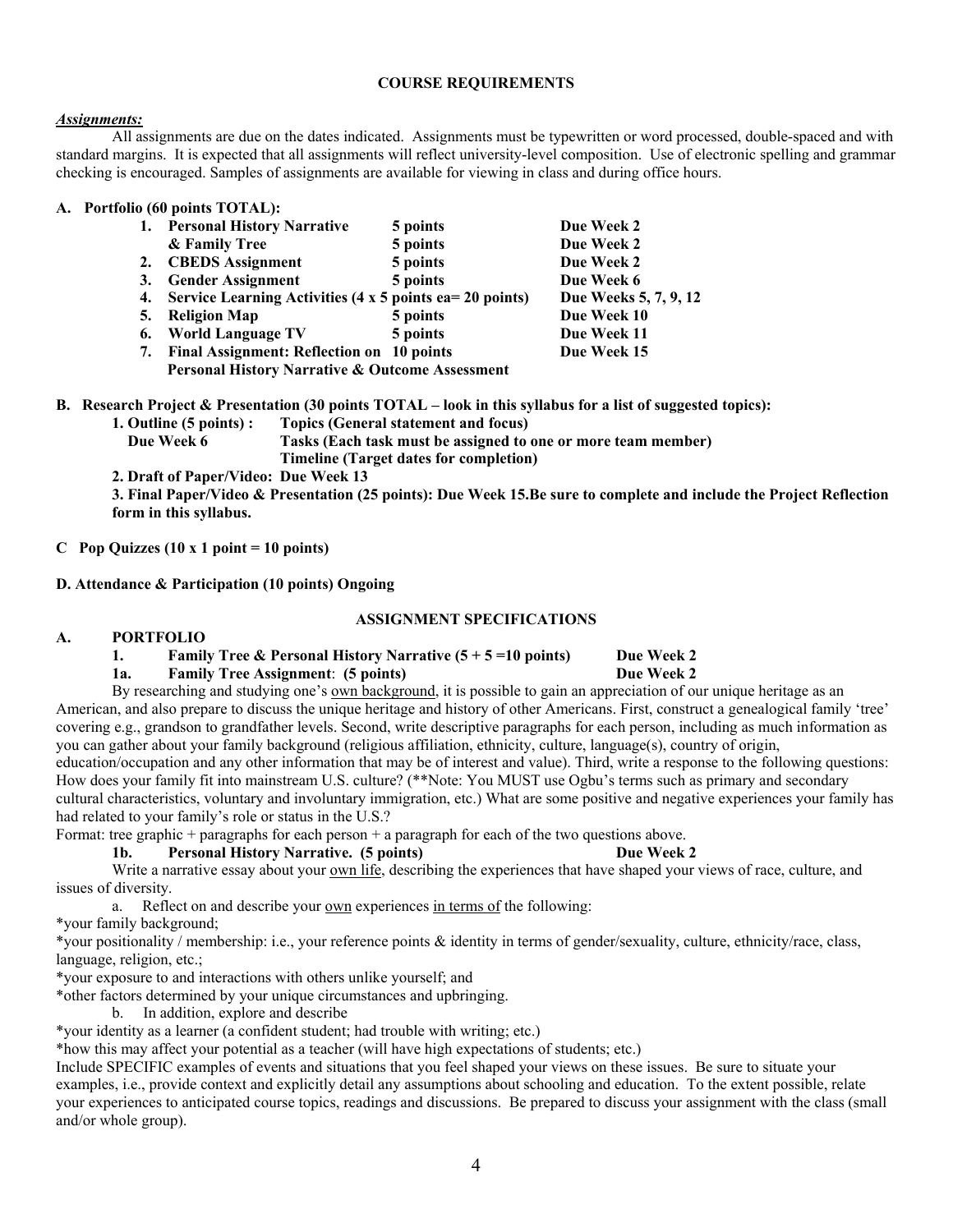## COURSE REQUIREMENTS

***Assignments:***

All assignments are due on the dates indicated. Assignments must be typewritten or word processed, double-spaced and with standard margins. It is expected that all assignments will reflect university-level composition. Use of electronic spelling and grammar checking is encouraged. Samples of assignments are available for viewing in class and during office hours.

**A. Portfolio (60 points TOTAL):**

| | | | |
|---|---|---|---|
| **1.** | **Personal History Narrative** | **5 points** | **Due Week 2** |
| | **& Family Tree** | **5 points** | **Due Week 2** |
| **2.** | **CBEDS Assignment** | **5 points** | **Due Week 2** |
| **3.** | **Gender Assignment** | **5 points** | **Due Week 6** |
| **4.** | **Service Learning Activities (4 x 5 points ea= 20 points)** | | **Due Weeks 5, 7, 9, 12** |
| **5.** | **Religion Map** | **5 points** | **Due Week 10** |
| **6.** | **World Language TV** | **5 points** | **Due Week 11** |
| **7.** | **Final Assignment: Reflection on Personal History Narrative & Outcome Assessment** | **10 points** | **Due Week 15** |

**B. Research Project & Presentation (30 points TOTAL – look in this syllabus for a list of suggested topics):**

**1. Outline (5 points) :** **Topics (General statement and focus)**
**Due Week 6** **Tasks (Each task must be assigned to one or more team member)**
**Timeline (Target dates for completion)**

**2. Draft of Paper/Video: Due Week 13**

**3. Final Paper/Video & Presentation (25 points): Due Week 15.Be sure to complete and include the Project Reflection form in this syllabus.**

**C Pop Quizzes (10 x 1 point = 10 points)**

**D. Attendance & Participation (10 points) Ongoing**

## ASSIGNMENT SPECIFICATIONS

### A. PORTFOLIO

**1. Family Tree & Personal History Narrative (5 + 5 =10 points) Due Week 2**

**1a. Family Tree Assignment: (5 points) Due Week 2**

By researching and studying one's own background, it is possible to gain an appreciation of our unique heritage as an American, and also prepare to discuss the unique heritage and history of other Americans. First, construct a genealogical family 'tree' covering e.g., grandson to grandfather levels. Second, write descriptive paragraphs for each person, including as much information as you can gather about your family background (religious affiliation, ethnicity, culture, language(s), country of origin, education/occupation and any other information that may be of interest and value). Third, write a response to the following questions: How does your family fit into mainstream U.S. culture? (**Note: You MUST use Ogbu's terms such as primary and secondary cultural characteristics, voluntary and involuntary immigration, etc.) What are some positive and negative experiences your family has had related to your family's role or status in the U.S.?

Format: tree graphic + paragraphs for each person + a paragraph for each of the two questions above.

**1b. Personal History Narrative. (5 points) Due Week 2**

Write a narrative essay about your own life, describing the experiences that have shaped your views of race, culture, and issues of diversity.

a. Reflect on and describe your own experiences in terms of the following:

*your family background;
*your positionality / membership: i.e., your reference points & identity in terms of gender/sexuality, culture, ethnicity/race, class, language, religion, etc.;
*your exposure to and interactions with others unlike yourself; and
*other factors determined by your unique circumstances and upbringing.

b. In addition, explore and describe

*your identity as a learner (a confident student; had trouble with writing; etc.)
*how this may affect your potential as a teacher (will have high expectations of students; etc.)

Include SPECIFIC examples of events and situations that you feel shaped your views on these issues. Be sure to situate your examples, i.e., provide context and explicitly detail any assumptions about schooling and education. To the extent possible, relate your experiences to anticipated course topics, readings and discussions. Be prepared to discuss your assignment with the class (small and/or whole group).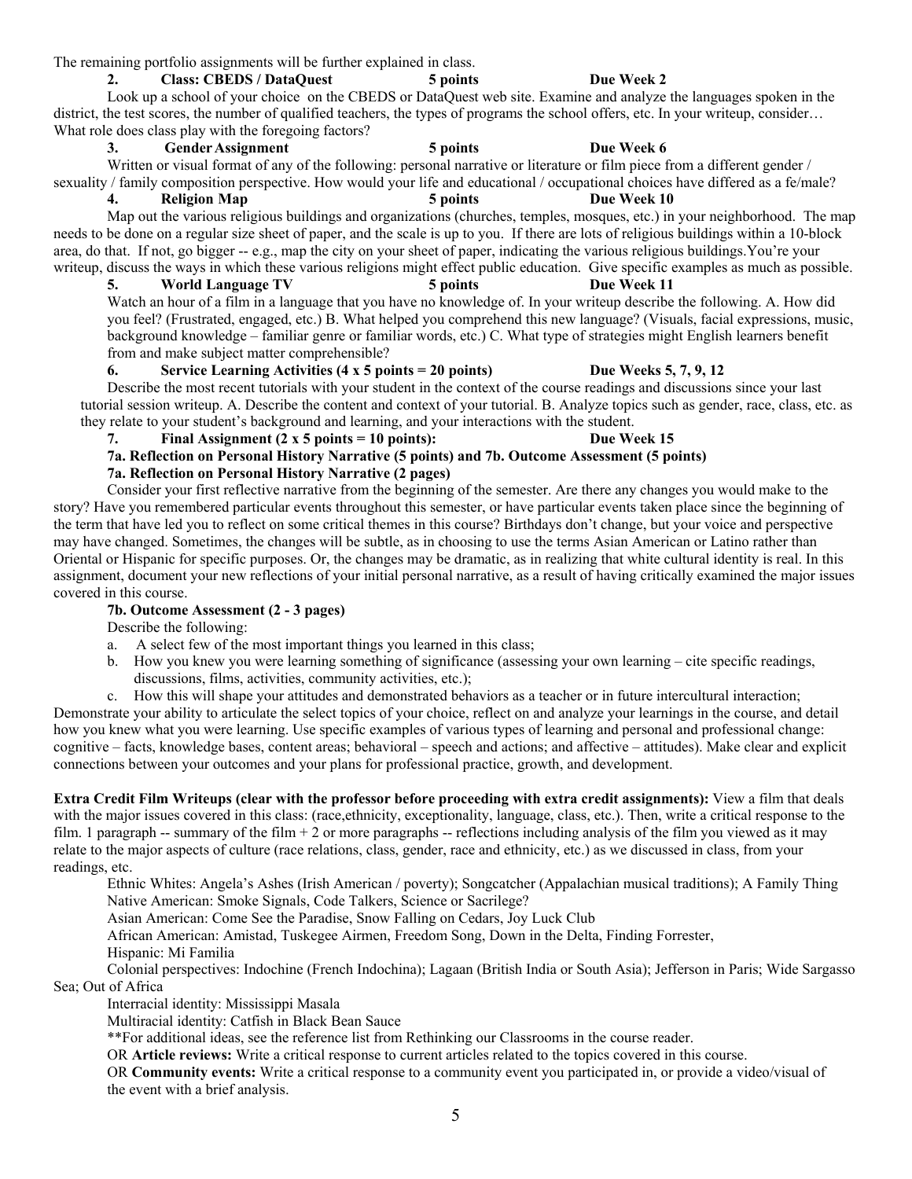The remaining portfolio assignments will be further explained in class.

**2. Class: CBEDS / DataQuest — 5 points — Due Week 2**

Look up a school of your choice on the CBEDS or DataQuest web site. Examine and analyze the languages spoken in the district, the test scores, the number of qualified teachers, the types of programs the school offers, etc. In your writeup, consider… What role does class play with the foregoing factors?

**3. Gender Assignment — 5 points — Due Week 6**

Written or visual format of any of the following: personal narrative or literature or film piece from a different gender / sexuality / family composition perspective. How would your life and educational / occupational choices have differed as a fe/male?

**4. Religion Map — 5 points — Due Week 10**

Map out the various religious buildings and organizations (churches, temples, mosques, etc.) in your neighborhood. The map needs to be done on a regular size sheet of paper, and the scale is up to you. If there are lots of religious buildings within a 10-block area, do that. If not, go bigger -- e.g., map the city on your sheet of paper, indicating the various religious buildings.You're your writeup, discuss the ways in which these various religions might effect public education. Give specific examples as much as possible.

**5. World Language TV — 5 points — Due Week 11**

Watch an hour of a film in a language that you have no knowledge of. In your writeup describe the following. A. How did you feel? (Frustrated, engaged, etc.) B. What helped you comprehend this new language? (Visuals, facial expressions, music, background knowledge – familiar genre or familiar words, etc.) C. What type of strategies might English learners benefit from and make subject matter comprehensible?

**6. Service Learning Activities (4 x 5 points = 20 points) — Due Weeks 5, 7, 9, 12**

Describe the most recent tutorials with your student in the context of the course readings and discussions since your last tutorial session writeup. A. Describe the content and context of your tutorial. B. Analyze topics such as gender, race, class, etc. as they relate to your student's background and learning, and your interactions with the student.

**7. Final Assignment (2 x 5 points = 10 points): — Due Week 15**

**7a. Reflection on Personal History Narrative (5 points) and 7b. Outcome Assessment (5 points)**

**7a. Reflection on Personal History Narrative (2 pages)**

Consider your first reflective narrative from the beginning of the semester. Are there any changes you would make to the story? Have you remembered particular events throughout this semester, or have particular events taken place since the beginning of the term that have led you to reflect on some critical themes in this course? Birthdays don't change, but your voice and perspective may have changed. Sometimes, the changes will be subtle, as in choosing to use the terms Asian American or Latino rather than Oriental or Hispanic for specific purposes. Or, the changes may be dramatic, as in realizing that white cultural identity is real. In this assignment, document your new reflections of your initial personal narrative, as a result of having critically examined the major issues covered in this course.

**7b. Outcome Assessment (2 - 3 pages)**

Describe the following:

a. A select few of the most important things you learned in this class;
b. How you knew you were learning something of significance (assessing your own learning – cite specific readings, discussions, films, activities, community activities, etc.);
c. How this will shape your attitudes and demonstrated behaviors as a teacher or in future intercultural interaction;

Demonstrate your ability to articulate the select topics of your choice, reflect on and analyze your learnings in the course, and detail how you knew what you were learning. Use specific examples of various types of learning and personal and professional change: cognitive – facts, knowledge bases, content areas; behavioral – speech and actions; and affective – attitudes). Make clear and explicit connections between your outcomes and your plans for professional practice, growth, and development.

**Extra Credit Film Writeups (clear with the professor before proceeding with extra credit assignments):** View a film that deals with the major issues covered in this class: (race,ethnicity, exceptionality, language, class, etc.). Then, write a critical response to the film. 1 paragraph -- summary of the film + 2 or more paragraphs -- reflections including analysis of the film you viewed as it may relate to the major aspects of culture (race relations, class, gender, race and ethnicity, etc.) as we discussed in class, from your readings, etc.

Ethnic Whites: Angela's Ashes (Irish American / poverty); Songcatcher (Appalachian musical traditions); A Family Thing

Native American: Smoke Signals, Code Talkers, Science or Sacrilege?

Asian American: Come See the Paradise, Snow Falling on Cedars, Joy Luck Club

African American: Amistad, Tuskegee Airmen, Freedom Song, Down in the Delta, Finding Forrester,

Hispanic: Mi Familia

Colonial perspectives: Indochine (French Indochina); Lagaan (British India or South Asia); Jefferson in Paris; Wide Sargasso Sea; Out of Africa

Interracial identity: Mississippi Masala

Multiracial identity: Catfish in Black Bean Sauce

**For additional ideas, see the reference list from Rethinking our Classrooms in the course reader.

OR **Article reviews:** Write a critical response to current articles related to the topics covered in this course.

OR **Community events:** Write a critical response to a community event you participated in, or provide a video/visual of the event with a brief analysis.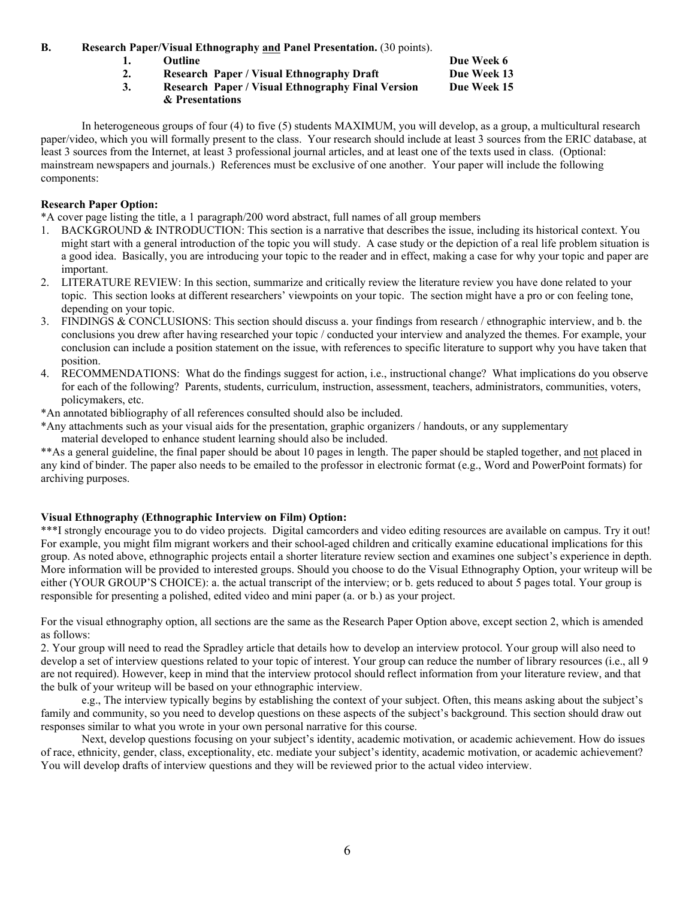**B. Research Paper/Visual Ethnography <u>and</u> Panel Presentation.** (30 points).

| | | |
|---|---|---|
| **1.** | **Outline** | **Due Week 6** |
| **2.** | **Research Paper / Visual Ethnography Draft** | **Due Week 13** |
| **3.** | **Research Paper / Visual Ethnography Final Version & Presentations** | **Due Week 15** |

In heterogeneous groups of four (4) to five (5) students MAXIMUM, you will develop, as a group, a multicultural research paper/video, which you will formally present to the class. Your research should include at least 3 sources from the ERIC database, at least 3 sources from the Internet, at least 3 professional journal articles, and at least one of the texts used in class. (Optional: mainstream newspapers and journals.) References must be exclusive of one another. Your paper will include the following components:

**Research Paper Option:**

*A cover page listing the title, a 1 paragraph/200 word abstract, full names of all group members

1. BACKGROUND & INTRODUCTION: This section is a narrative that describes the issue, including its historical context. You might start with a general introduction of the topic you will study. A case study or the depiction of a real life problem situation is a good idea. Basically, you are introducing your topic to the reader and in effect, making a case for why your topic and paper are important.
2. LITERATURE REVIEW: In this section, summarize and critically review the literature review you have done related to your topic. This section looks at different researchers' viewpoints on your topic. The section might have a pro or con feeling tone, depending on your topic.
3. FINDINGS & CONCLUSIONS: This section should discuss a. your findings from research / ethnographic interview, and b. the conclusions you drew after having researched your topic / conducted your interview and analyzed the themes. For example, your conclusion can include a position statement on the issue, with references to specific literature to support why you have taken that position.
4. RECOMMENDATIONS: What do the findings suggest for action, i.e., instructional change? What implications do you observe for each of the following? Parents, students, curriculum, instruction, assessment, teachers, administrators, communities, voters, policymakers, etc.

*An annotated bibliography of all references consulted should also be included.

*Any attachments such as your visual aids for the presentation, graphic organizers / handouts, or any supplementary material developed to enhance student learning should also be included.

**As a general guideline, the final paper should be about 10 pages in length. The paper should be stapled together, and <u>not</u> placed in any kind of binder. The paper also needs to be emailed to the professor in electronic format (e.g., Word and PowerPoint formats) for archiving purposes.

**Visual Ethnography (Ethnographic Interview on Film) Option:**

***I strongly encourage you to do video projects. Digital camcorders and video editing resources are available on campus. Try it out! For example, you might film migrant workers and their school-aged children and critically examine educational implications for this group. As noted above, ethnographic projects entail a shorter literature review section and examines one subject's experience in depth. More information will be provided to interested groups. Should you choose to do the Visual Ethnography Option, your writeup will be either (YOUR GROUP'S CHOICE): a. the actual transcript of the interview; or b. gets reduced to about 5 pages total. Your group is responsible for presenting a polished, edited video and mini paper (a. or b.) as your project.

For the visual ethnography option, all sections are the same as the Research Paper Option above, except section 2, which is amended as follows:

2. Your group will need to read the Spradley article that details how to develop an interview protocol. Your group will also need to develop a set of interview questions related to your topic of interest. Your group can reduce the number of library resources (i.e., all 9 are not required). However, keep in mind that the interview protocol should reflect information from your literature review, and that the bulk of your writeup will be based on your ethnographic interview.

e.g., The interview typically begins by establishing the context of your subject. Often, this means asking about the subject's family and community, so you need to develop questions on these aspects of the subject's background. This section should draw out responses similar to what you wrote in your own personal narrative for this course.

Next, develop questions focusing on your subject's identity, academic motivation, or academic achievement. How do issues of race, ethnicity, gender, class, exceptionality, etc. mediate your subject's identity, academic motivation, or academic achievement? You will develop drafts of interview questions and they will be reviewed prior to the actual video interview.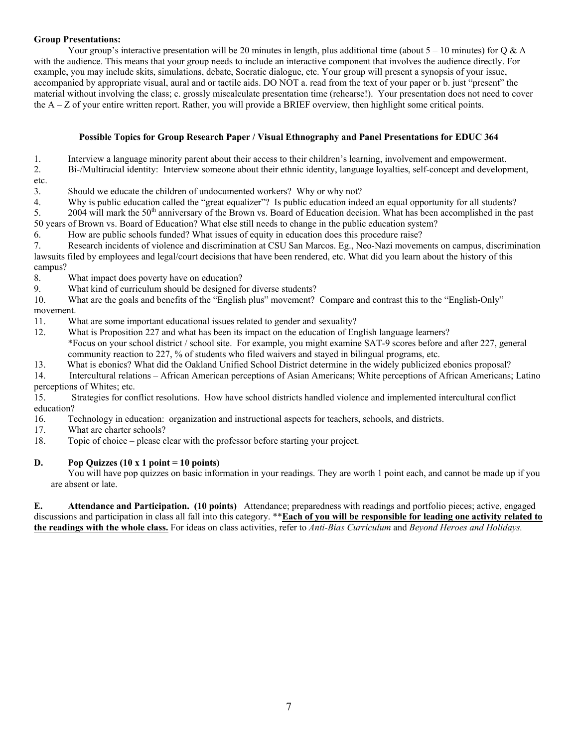**Group Presentations:**

Your group's interactive presentation will be 20 minutes in length, plus additional time (about 5 – 10 minutes) for Q & A with the audience. This means that your group needs to include an interactive component that involves the audience directly. For example, you may include skits, simulations, debate, Socratic dialogue, etc. Your group will present a synopsis of your issue, accompanied by appropriate visual, aural and or tactile aids. DO NOT a. read from the text of your paper or b. just "present" the material without involving the class; c. grossly miscalculate presentation time (rehearse!). Your presentation does not need to cover the A – Z of your entire written report. Rather, you will provide a BRIEF overview, then highlight some critical points.

**Possible Topics for Group Research Paper / Visual Ethnography and Panel Presentations for EDUC 364**

1. Interview a language minority parent about their access to their children's learning, involvement and empowerment.
2. Bi-/Multiracial identity: Interview someone about their ethnic identity, language loyalties, self-concept and development, etc.
3. Should we educate the children of undocumented workers? Why or why not?
4. Why is public education called the "great equalizer"? Is public education indeed an equal opportunity for all students?
5. 2004 will mark the 50th anniversary of the Brown vs. Board of Education decision. What has been accomplished in the past 50 years of Brown vs. Board of Education? What else still needs to change in the public education system?
6. How are public schools funded? What issues of equity in education does this procedure raise?
7. Research incidents of violence and discrimination at CSU San Marcos. Eg., Neo-Nazi movements on campus, discrimination lawsuits filed by employees and legal/court decisions that have been rendered, etc. What did you learn about the history of this campus?
8. What impact does poverty have on education?
9. What kind of curriculum should be designed for diverse students?
10. What are the goals and benefits of the "English plus" movement? Compare and contrast this to the "English-Only" movement.
11. What are some important educational issues related to gender and sexuality?
12. What is Proposition 227 and what has been its impact on the education of English language learners?
    *Focus on your school district / school site. For example, you might examine SAT-9 scores before and after 227, general community reaction to 227, % of students who filed waivers and stayed in bilingual programs, etc.
13. What is ebonics? What did the Oakland Unified School District determine in the widely publicized ebonics proposal?
14. Intercultural relations – African American perceptions of Asian Americans; White perceptions of African Americans; Latino perceptions of Whites; etc.
15. Strategies for conflict resolutions. How have school districts handled violence and implemented intercultural conflict education?
16. Technology in education: organization and instructional aspects for teachers, schools, and districts.
17. What are charter schools?
18. Topic of choice – please clear with the professor before starting your project.

**D. Pop Quizzes (10 x 1 point = 10 points)**

You will have pop quizzes on basic information in your readings. They are worth 1 point each, and cannot be made up if you are absent or late.

**E. Attendance and Participation. (10 points)** Attendance; preparedness with readings and portfolio pieces; active, engaged discussions and participation in class all fall into this category. ****Each of you will be responsible for leading one activity related to the readings with the whole class.** For ideas on class activities, refer to *Anti-Bias Curriculum* and *Beyond Heroes and Holidays.*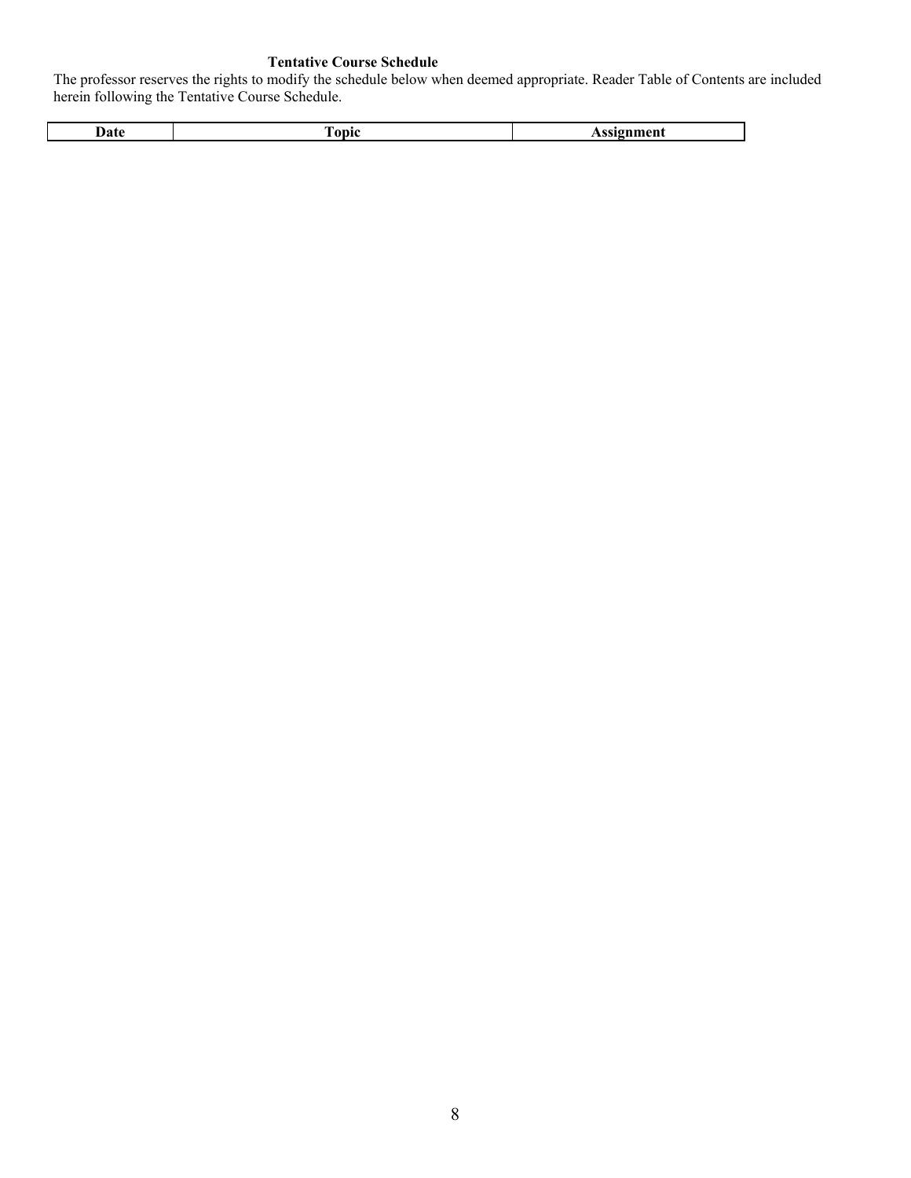**Tentative Course Schedule**

The professor reserves the rights to modify the schedule below when deemed appropriate. Reader Table of Contents are included herein following the Tentative Course Schedule.

| Date | Topic | Assignment |
| --- | --- | --- |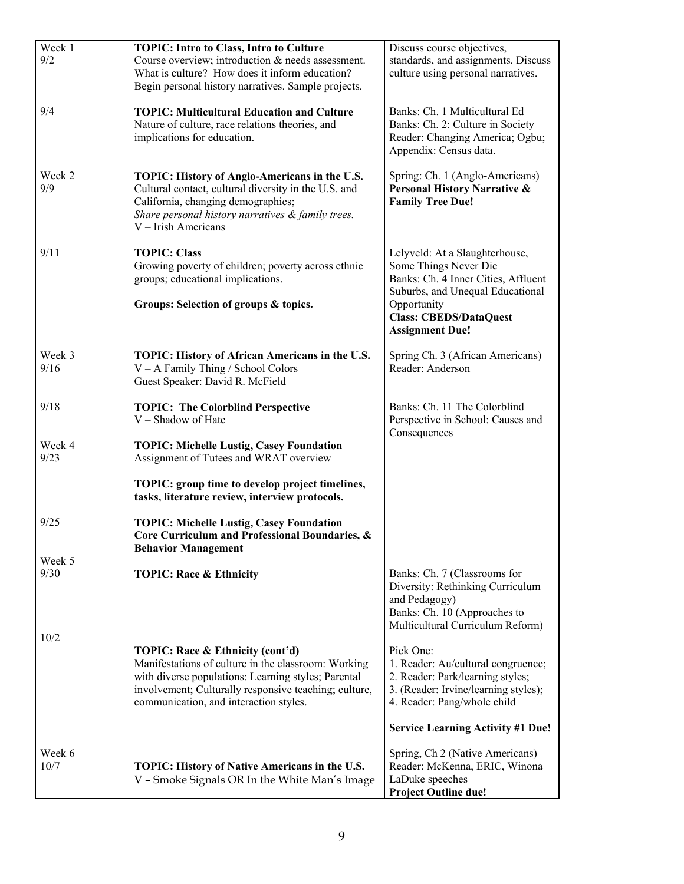| | | |
|---|---|---|
| Week 1<br>9/2 | **TOPIC: Intro to Class, Intro to Culture**<br>Course overview; introduction & needs assessment. What is culture? How does it inform education? Begin personal history narratives. Sample projects. | Discuss course objectives, standards, and assignments. Discuss culture using personal narratives. |
| 9/4 | **TOPIC: Multicultural Education and Culture**<br>Nature of culture, race relations theories, and implications for education. | Banks: Ch. 1 Multicultural Ed<br>Banks: Ch. 2: Culture in Society<br>Reader: Changing America; Ogbu; Appendix: Census data. |
| Week 2<br>9/9 | **TOPIC: History of Anglo-Americans in the U.S.**<br>Cultural contact, cultural diversity in the U.S. and California, changing demographics;<br>*Share personal history narratives & family trees.*<br>V – Irish Americans | Spring: Ch. 1 (Anglo-Americans)<br>**Personal History Narrative & Family Tree Due!** |
| 9/11 | **TOPIC: Class**<br>Growing poverty of children; poverty across ethnic groups; educational implications.<br><br>**Groups: Selection of groups & topics.** | Lelyveld: At a Slaughterhouse, Some Things Never Die<br>Banks: Ch. 4 Inner Cities, Affluent Suburbs, and Unequal Educational Opportunity<br>**Class: CBEDS/DataQuest Assignment Due!** |
| Week 3<br>9/16 | **TOPIC: History of African Americans in the U.S.**<br>V – A Family Thing / School Colors<br>Guest Speaker: David R. McField | Spring Ch. 3 (African Americans)<br>Reader: Anderson |
| 9/18 | **TOPIC: The Colorblind Perspective**<br>V – Shadow of Hate | Banks: Ch. 11 The Colorblind Perspective in School: Causes and Consequences |
| Week 4<br>9/23 | **TOPIC: Michelle Lustig, Casey Foundation**<br>Assignment of Tutees and WRAT overview<br><br>**TOPIC: group time to develop project timelines, tasks, literature review, interview protocols.** | |
| 9/25 | **TOPIC: Michelle Lustig, Casey Foundation Core Curriculum and Professional Boundaries, & Behavior Management** | |
| Week 5<br>9/30 | **TOPIC: Race & Ethnicity** | Banks: Ch. 7 (Classrooms for Diversity: Rethinking Curriculum and Pedagogy)<br>Banks: Ch. 10 (Approaches to Multicultural Curriculum Reform) |
| 10/2 | **TOPIC: Race & Ethnicity (cont'd)**<br>Manifestations of culture in the classroom: Working with diverse populations: Learning styles; Parental involvement; Culturally responsive teaching; culture, communication, and interaction styles. | Pick One:<br>1. Reader: Au/cultural congruence;<br>2. Reader: Park/learning styles;<br>3. (Reader: Irvine/learning styles);<br>4. Reader: Pang/whole child<br><br>**Service Learning Activity #1 Due!** |
| Week 6<br>10/7 | **TOPIC: History of Native Americans in the U.S.**<br>V – Smoke Signals OR In the White Man's Image | Spring, Ch 2 (Native Americans)<br>Reader: McKenna, ERIC, Winona LaDuke speeches<br>**Project Outline due!** |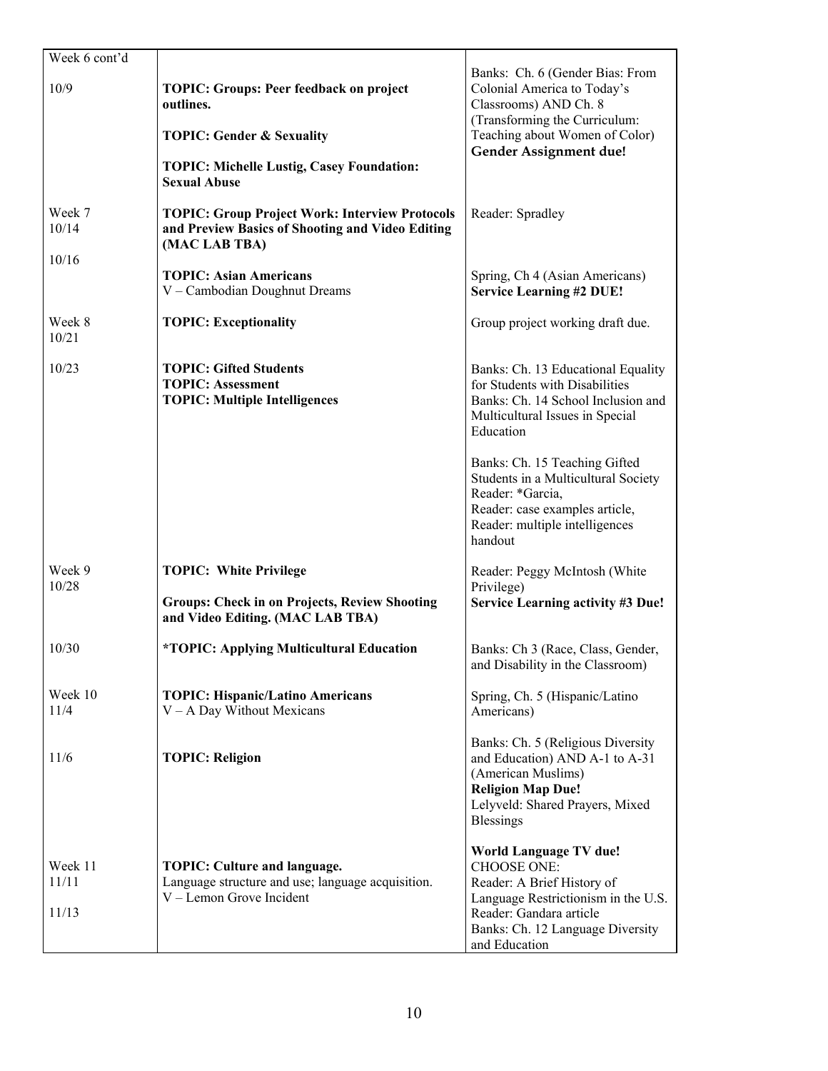| Week 6 cont'd | | |
|---|---|---|
| 10/9 | **TOPIC: Groups: Peer feedback on project outlines.**<br><br>**TOPIC: Gender & Sexuality**<br><br>**TOPIC: Michelle Lustig, Casey Foundation: Sexual Abuse** | Banks: Ch. 6 (Gender Bias: From Colonial America to Today's Classrooms) AND Ch. 8 (Transforming the Curriculum: Teaching about Women of Color)<br>**Gender Assignment due!** |
| Week 7<br>10/14 | **TOPIC: Group Project Work: Interview Protocols and Preview Basics of Shooting and Video Editing (MAC LAB TBA)** | Reader: Spradley |
| 10/16 | **TOPIC: Asian Americans**<br>V – Cambodian Doughnut Dreams | Spring, Ch 4 (Asian Americans)<br>**Service Learning #2 DUE!** |
| Week 8<br>10/21 | **TOPIC: Exceptionality** | Group project working draft due. |
| 10/23 | **TOPIC: Gifted Students**<br>**TOPIC: Assessment**<br>**TOPIC: Multiple Intelligences** | Banks: Ch. 13 Educational Equality for Students with Disabilities<br>Banks: Ch. 14 School Inclusion and Multicultural Issues in Special Education<br><br>Banks: Ch. 15 Teaching Gifted Students in a Multicultural Society<br>Reader: *Garcia,<br>Reader: case examples article,<br>Reader: multiple intelligences handout |
| Week 9<br>10/28 | **TOPIC: White Privilege**<br><br>**Groups: Check in on Projects, Review Shooting and Video Editing. (MAC LAB TBA)** | Reader: Peggy McIntosh (White Privilege)<br>**Service Learning activity #3 Due!** |
| 10/30 | ***TOPIC: Applying Multicultural Education** | Banks: Ch 3 (Race, Class, Gender, and Disability in the Classroom) |
| Week 10<br>11/4 | **TOPIC: Hispanic/Latino Americans**<br>V – A Day Without Mexicans | Spring, Ch. 5 (Hispanic/Latino Americans) |
| 11/6 | **TOPIC: Religion** | Banks: Ch. 5 (Religious Diversity and Education) AND A-1 to A-31 (American Muslims)<br>**Religion Map Due!**<br>Lelyveld: Shared Prayers, Mixed Blessings |
| Week 11<br>11/11<br><br>11/13 | **TOPIC: Culture and language.**<br>Language structure and use; language acquisition.<br>V – Lemon Grove Incident | **World Language TV due!**<br>CHOOSE ONE:<br>Reader: A Brief History of Language Restrictionism in the U.S.<br>Reader: Gandara article<br>Banks: Ch. 12 Language Diversity and Education |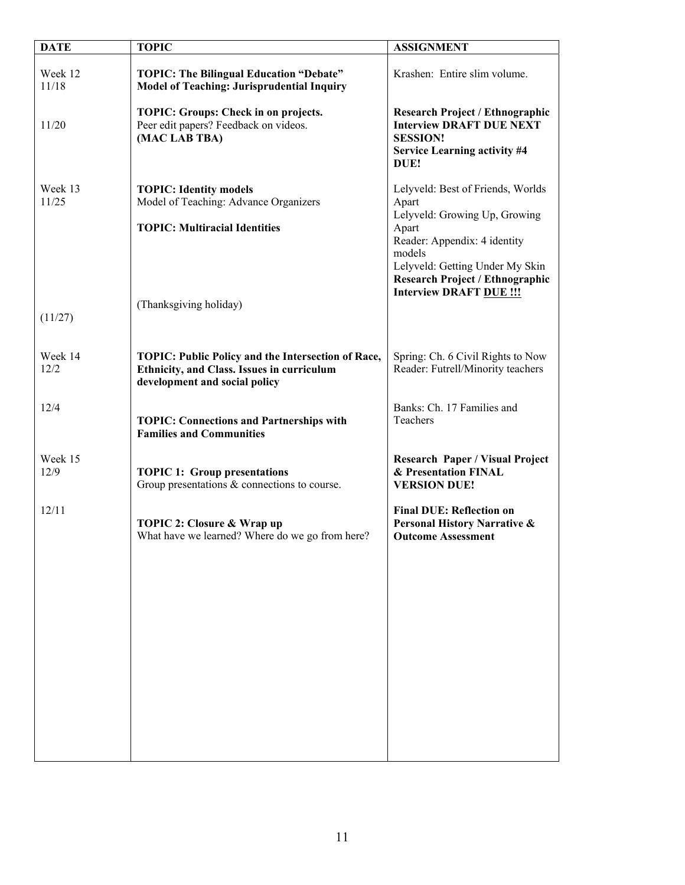| DATE | TOPIC | ASSIGNMENT |
|---|---|---|
| Week 12<br>11/18 | **TOPIC: The Bilingual Education "Debate"**<br>**Model of Teaching: Jurisprudential Inquiry** | Krashen: Entire slim volume. |
| 11/20 | **TOPIC: Groups: Check in on projects.**<br>Peer edit papers? Feedback on videos.<br>**(MAC LAB TBA)** | **Research Project / Ethnographic Interview DRAFT DUE NEXT SESSION!**<br>**Service Learning activity #4 DUE!** |
| Week 13<br>11/25 | **TOPIC: Identity models**<br>Model of Teaching: Advance Organizers<br><br>**TOPIC: Multiracial Identities** | Lelyveld: Best of Friends, Worlds Apart<br>Lelyveld: Growing Up, Growing Apart<br>Reader: Appendix: 4 identity models<br>Lelyveld: Getting Under My Skin<br>**Research Project / Ethnographic Interview DRAFT <u>DUE !!!</u>** |
| (11/27) | (Thanksgiving holiday) | |
| Week 14<br>12/2 | **TOPIC: Public Policy and the Intersection of Race, Ethnicity, and Class. Issues in curriculum development and social policy** | Spring: Ch. 6 Civil Rights to Now<br>Reader: Futrell/Minority teachers |
| 12/4 | **TOPIC: Connections and Partnerships with Families and Communities** | Banks: Ch. 17 Families and Teachers |
| Week 15<br>12/9 | **TOPIC 1: Group presentations**<br>Group presentations & connections to course. | **Research Paper / Visual Project & Presentation FINAL VERSION DUE!** |
| 12/11 | **TOPIC 2: Closure & Wrap up**<br>What have we learned? Where do we go from here? | **Final DUE: Reflection on Personal History Narrative & Outcome Assessment** |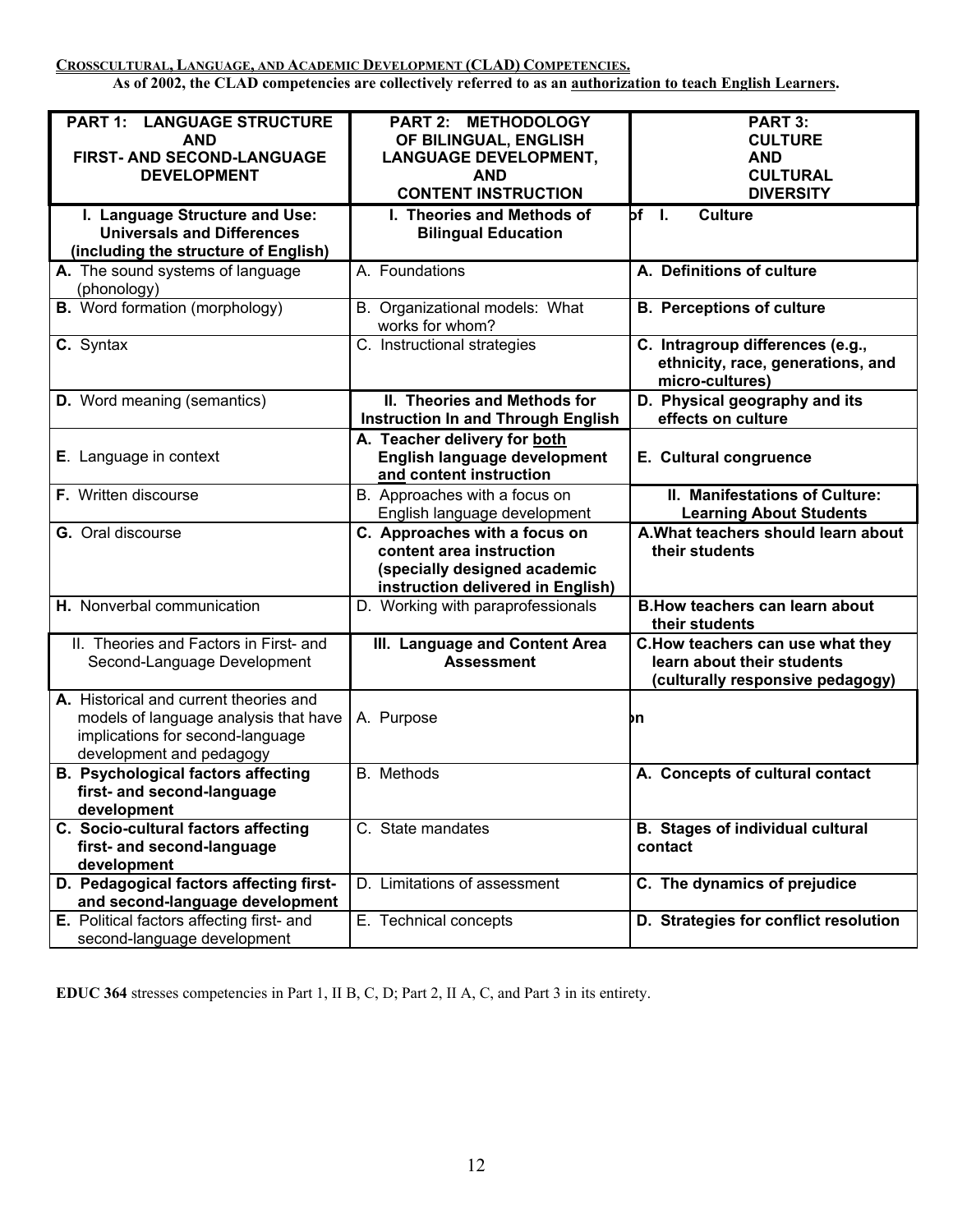**CROSSCULTURAL, LANGUAGE, AND ACADEMIC DEVELOPMENT (CLAD) COMPETENCIES.**

**As of 2002, the CLAD competencies are collectively referred to as an authorization to teach English Learners.**

| **PART 1: LANGUAGE STRUCTURE AND FIRST- AND SECOND-LANGUAGE DEVELOPMENT** | **PART 2: METHODOLOGY OF BILINGUAL, ENGLISH LANGUAGE DEVELOPMENT, AND CONTENT INSTRUCTION** | **PART 3: CULTURE AND CULTURAL DIVERSITY** |
|---|---|---|
| **I. Language Structure and Use: Universals and Differences (including the structure of English)** | **I. Theories and Methods of Bilingual Education** | **of I. Culture** |
| **A.** The sound systems of language (phonology) | A. Foundations | **A. Definitions of culture** |
| **B.** Word formation (morphology) | B. Organizational models: What works for whom? | **B. Perceptions of culture** |
| **C.** Syntax | C. Instructional strategies | **C. Intragroup differences (e.g., ethnicity, race, generations, and micro-cultures)** |
| **D.** Word meaning (semantics) | **II. Theories and Methods for Instruction In and Through English** | **D. Physical geography and its effects on culture** |
| **E.** Language in context | **A. Teacher delivery for both English language development and content instruction** | **E. Cultural congruence** |
| **F.** Written discourse | B. Approaches with a focus on English language development | **II. Manifestations of Culture: Learning About Students** |
| **G.** Oral discourse | **C. Approaches with a focus on content area instruction (specially designed academic instruction delivered in English)** | **A. What teachers should learn about their students** |
| **H.** Nonverbal communication | D. Working with paraprofessionals | **B. How teachers can learn about their students** |
| II. Theories and Factors in First- and Second-Language Development | **III. Language and Content Area Assessment** | **C. How teachers can use what they learn about their students (culturally responsive pedagogy)** |
| **A.** Historical and current theories and models of language analysis that have implications for second-language development and pedagogy | A. Purpose | on |
| **B. Psychological factors affecting first- and second-language development** | B. Methods | **A. Concepts of cultural contact** |
| **C. Socio-cultural factors affecting first- and second-language development** | C. State mandates | **B. Stages of individual cultural contact** |
| **D. Pedagogical factors affecting first- and second-language development** | D. Limitations of assessment | **C. The dynamics of prejudice** |
| **E.** Political factors affecting first- and second-language development | E. Technical concepts | **D. Strategies for conflict resolution** |

**EDUC 364** stresses competencies in Part 1, II B, C, D; Part 2, II A, C, and Part 3 in its entirety.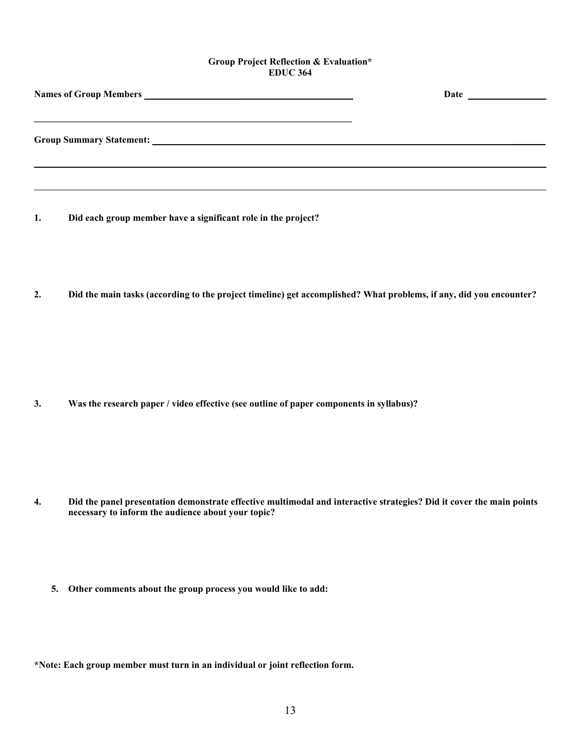**Group Project Reflection & Evaluation***
**EDUC 364**

**Names of Group Members** ______________________________________________ **Date** ________________

____________________________________________________________________

**Group Summary Statement:** ______________________________________________________________________________

________________________________________________________________________________________________________

________________________________________________________________________________________________________

**1. Did each group member have a significant role in the project?**

**2. Did the main tasks (according to the project timeline) get accomplished? What problems, if any, did you encounter?**

**3. Was the research paper / video effective (see outline of paper components in syllabus)?**

**4. Did the panel presentation demonstrate effective multimodal and interactive strategies? Did it cover the main points necessary to inform the audience about your topic?**

**5. Other comments about the group process you would like to add:**

***Note: Each group member must turn in an individual or joint reflection form.**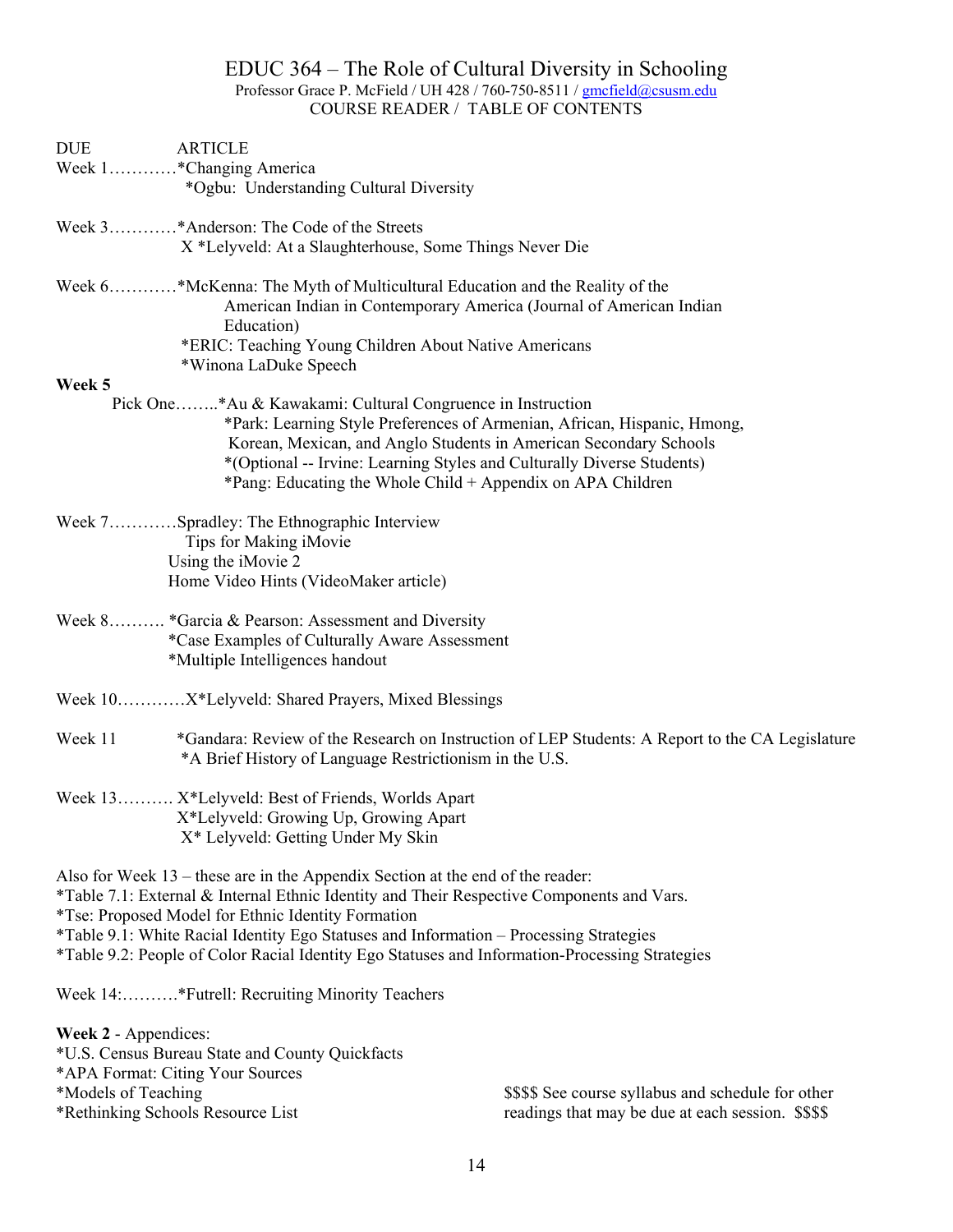# EDUC 364 – The Role of Cultural Diversity in Schooling

Professor Grace P. McField / UH 428 / 760-750-8511 / gmcfield@csusm.edu

COURSE READER / TABLE OF CONTENTS

DUE ARTICLE

Week 1…………*Changing America
*Ogbu: Understanding Cultural Diversity

Week 3…………*Anderson: The Code of the Streets
X *Lelyveld: At a Slaughterhouse, Some Things Never Die

Week 6…………*McKenna: The Myth of Multicultural Education and the Reality of the American Indian in Contemporary America (Journal of American Indian Education)
*ERIC: Teaching Young Children About Native Americans
*Winona LaDuke Speech

**Week 5**

Pick One……..*Au & Kawakami: Cultural Congruence in Instruction
*Park: Learning Style Preferences of Armenian, African, Hispanic, Hmong, Korean, Mexican, and Anglo Students in American Secondary Schools
*(Optional -- Irvine: Learning Styles and Culturally Diverse Students)
*Pang: Educating the Whole Child + Appendix on APA Children

Week 7…………Spradley: The Ethnographic Interview
Tips for Making iMovie
Using the iMovie 2
Home Video Hints (VideoMaker article)

Week 8………. *Garcia & Pearson: Assessment and Diversity
*Case Examples of Culturally Aware Assessment
*Multiple Intelligences handout

Week 10…………X*Lelyveld: Shared Prayers, Mixed Blessings

Week 11 *Gandara: Review of the Research on Instruction of LEP Students: A Report to the CA Legislature
*A Brief History of Language Restrictionism in the U.S.

Week 13………. X*Lelyveld: Best of Friends, Worlds Apart
X*Lelyveld: Growing Up, Growing Apart
X* Lelyveld: Getting Under My Skin

Also for Week 13 – these are in the Appendix Section at the end of the reader:
*Table 7.1: External & Internal Ethnic Identity and Their Respective Components and Vars.
*Tse: Proposed Model for Ethnic Identity Formation
*Table 9.1: White Racial Identity Ego Statuses and Information – Processing Strategies
*Table 9.2: People of Color Racial Identity Ego Statuses and Information-Processing Strategies

Week 14:……….*Futrell: Recruiting Minority Teachers

**Week 2** - Appendices:
*U.S. Census Bureau State and County Quickfacts
*APA Format: Citing Your Sources
*Models of Teaching
*Rethinking Schools Resource List

$$$$ See course syllabus and schedule for other readings that may be due at each session. $$$$